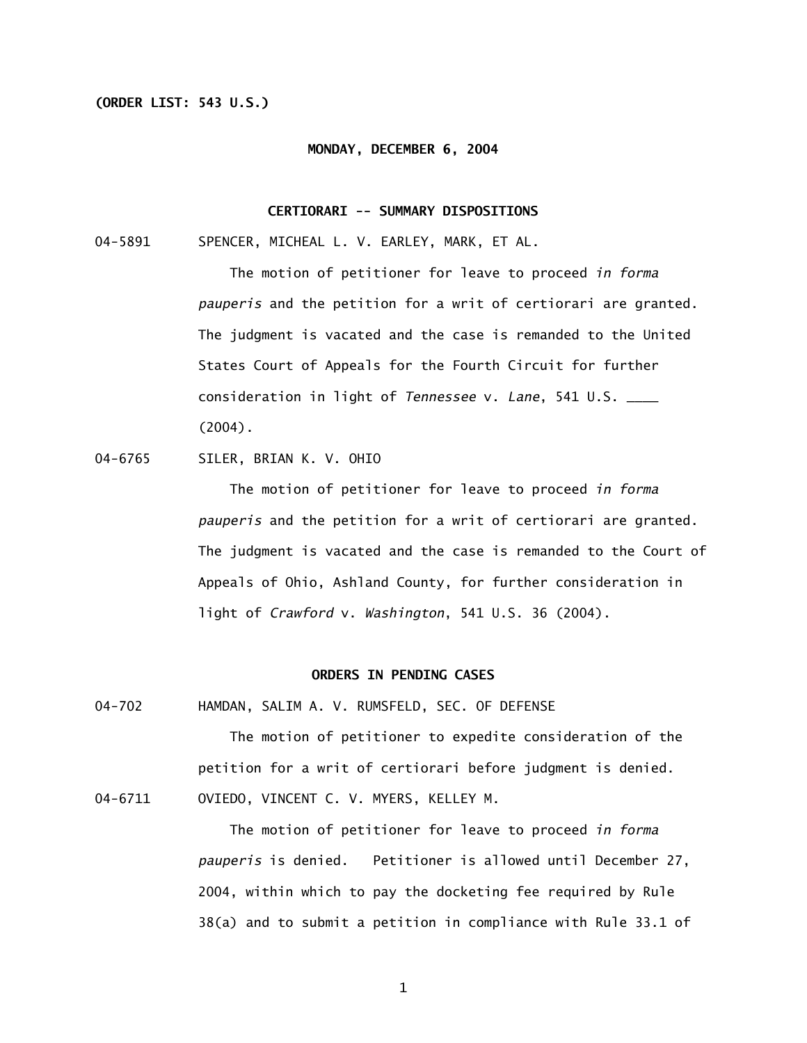**(ORDER LIST: 543 U.S.)**

**MONDAY, DECEMBER 6, 2004**

**CERTIORARI -- SUMMARY DISPOSITIONS**

04-5891 SPENCER, MICHEAL L. V. EARLEY, MARK, ET AL.

The motion of petitioner for leave to proceed *in forma pauperis* and the petition for a writ of certiorari are granted. The judgment is vacated and the case is remanded to the United States Court of Appeals for the Fourth Circuit for further consideration in light of *Tennessee* v. *Lane*, 541 U.S. ____ (2004).

04-6765 SILER, BRIAN K. V. OHIO

The motion of petitioner for leave to proceed *in forma pauperis* and the petition for a writ of certiorari are granted. The judgment is vacated and the case is remanded to the Court of Appeals of Ohio, Ashland County, for further consideration in light of *Crawford* v. *Washington*, 541 U.S. 36 (2004).

**ORDERS IN PENDING CASES**

04-702 HAMDAN, SALIM A. V. RUMSFELD, SEC. OF DEFENSE

The motion of petitioner to expedite consideration of the petition for a writ of certiorari before judgment is denied.

04-6711 OVIEDO, VINCENT C. V. MYERS, KELLEY M.

The motion of petitioner for leave to proceed *in forma pauperis* is denied. Petitioner is allowed until December 27, 2004, within which to pay the docketing fee required by Rule 38(a) and to submit a petition in compliance with Rule 33.1 of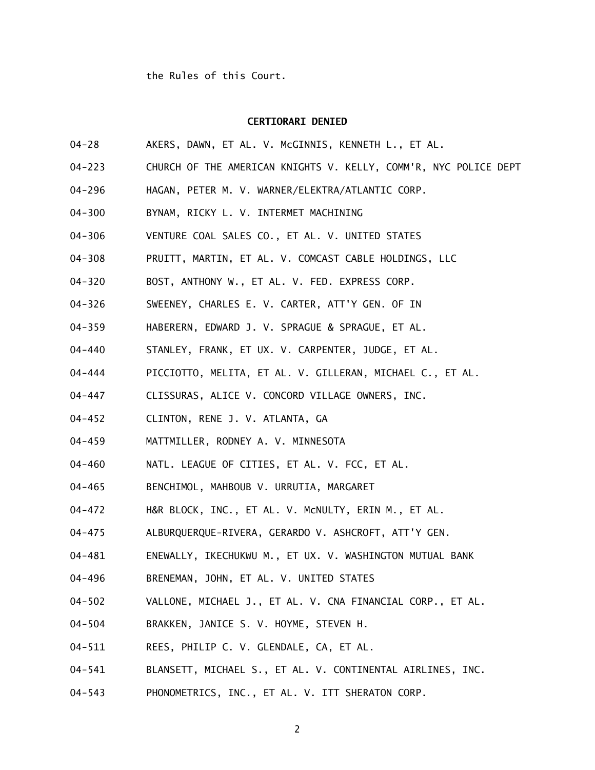the Rules of this Court.

**CERTIORARI DENIED**

04-28 AKERS, DAWN, ET AL. V. McGINNIS, KENNETH L., ET AL.

04-223 CHURCH OF THE AMERICAN KNIGHTS V. KELLY, COMM'R, NYC POLICE DEPT

04-296 HAGAN, PETER M. V. WARNER/ELEKTRA/ATLANTIC CORP.

04-300 BYNAM, RICKY L. V. INTERMET MACHINING

04-306 VENTURE COAL SALES CO., ET AL. V. UNITED STATES

04-308 PRUITT, MARTIN, ET AL. V. COMCAST CABLE HOLDINGS, LLC

04-320 BOST, ANTHONY W., ET AL. V. FED. EXPRESS CORP.

04-326 SWEENEY, CHARLES E. V. CARTER, ATT'Y GEN. OF IN

04-359 HABERERN, EDWARD J. V. SPRAGUE & SPRAGUE, ET AL.

04-440 STANLEY, FRANK, ET UX. V. CARPENTER, JUDGE, ET AL.

04-444 PICCIOTTO, MELITA, ET AL. V. GILLERAN, MICHAEL C., ET AL.

04-447 CLISSURAS, ALICE V. CONCORD VILLAGE OWNERS, INC.

04-452 CLINTON, RENE J. V. ATLANTA, GA

04-459 MATTMILLER, RODNEY A. V. MINNESOTA

04-460 NATL. LEAGUE OF CITIES, ET AL. V. FCC, ET AL.

04-465 BENCHIMOL, MAHBOUB V. URRUTIA, MARGARET

04-472 H&R BLOCK, INC., ET AL. V. McNULTY, ERIN M., ET AL.

04-475 ALBURQUERQUE-RIVERA, GERARDO V. ASHCROFT, ATT'Y GEN.

04-481 ENEWALLY, IKECHUKWU M., ET UX. V. WASHINGTON MUTUAL BANK

04-496 BRENEMAN, JOHN, ET AL. V. UNITED STATES

04-502 VALLONE, MICHAEL J., ET AL. V. CNA FINANCIAL CORP., ET AL.

04-504 BRAKKEN, JANICE S. V. HOYME, STEVEN H.

04-511 REES, PHILIP C. V. GLENDALE, CA, ET AL.

04-541 BLANSETT, MICHAEL S., ET AL. V. CONTINENTAL AIRLINES, INC.

04-543 PHONOMETRICS, INC., ET AL. V. ITT SHERATON CORP.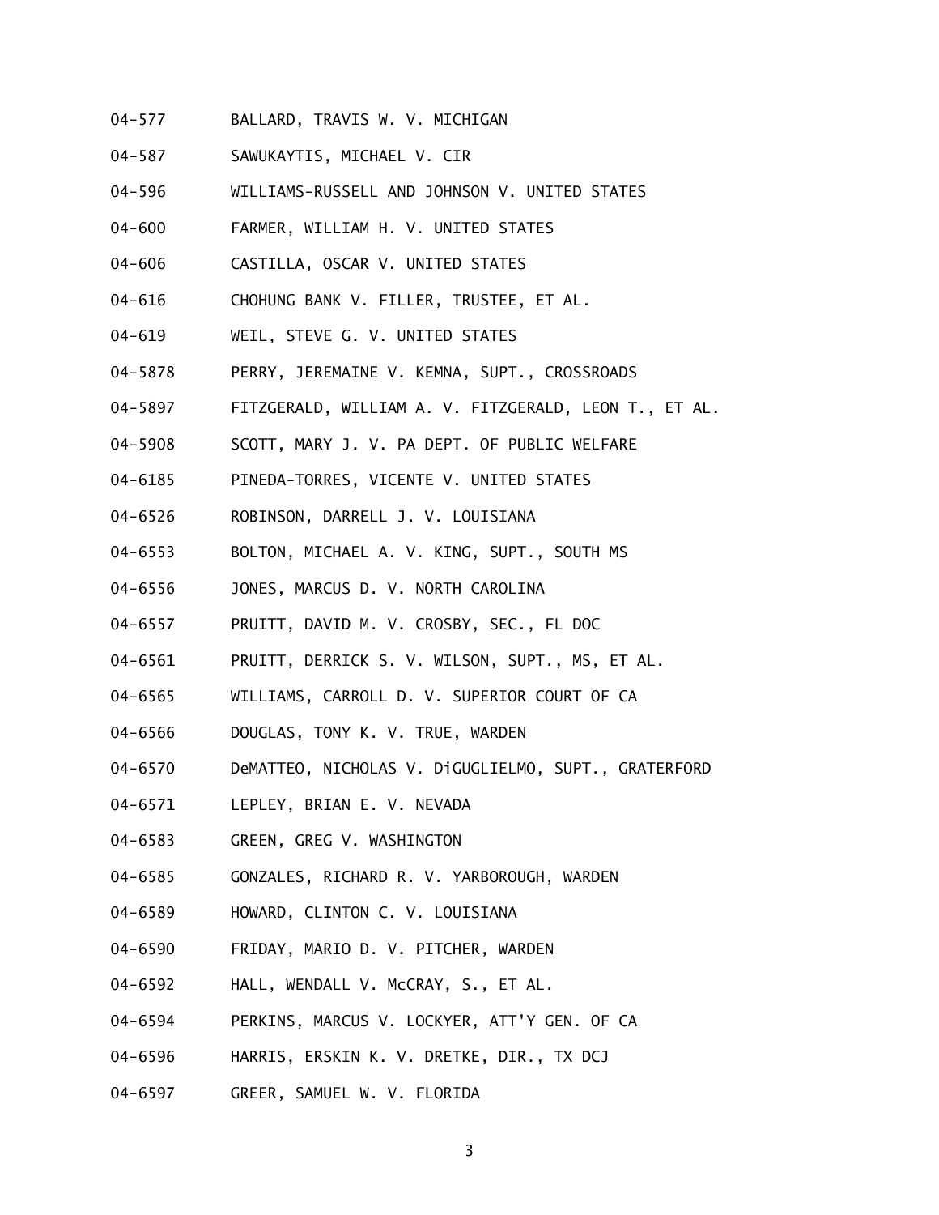04-577 BALLARD, TRAVIS W. V. MICHIGAN

04-587 SAWUKAYTIS, MICHAEL V. CIR

04-596 WILLIAMS-RUSSELL AND JOHNSON V. UNITED STATES

04-600 FARMER, WILLIAM H. V. UNITED STATES

04-606 CASTILLA, OSCAR V. UNITED STATES

04-616 CHOHUNG BANK V. FILLER, TRUSTEE, ET AL.

04-619 WEIL, STEVE G. V. UNITED STATES

04-5878 PERRY, JEREMAINE V. KEMNA, SUPT., CROSSROADS

04-5897 FITZGERALD, WILLIAM A. V. FITZGERALD, LEON T., ET AL.

04-5908 SCOTT, MARY J. V. PA DEPT. OF PUBLIC WELFARE

04-6185 PINEDA-TORRES, VICENTE V. UNITED STATES

04-6526 ROBINSON, DARRELL J. V. LOUISIANA

04-6553 BOLTON, MICHAEL A. V. KING, SUPT., SOUTH MS

04-6556 JONES, MARCUS D. V. NORTH CAROLINA

04-6557 PRUITT, DAVID M. V. CROSBY, SEC., FL DOC

04-6561 PRUITT, DERRICK S. V. WILSON, SUPT., MS, ET AL.

04-6565 WILLIAMS, CARROLL D. V. SUPERIOR COURT OF CA

04-6566 DOUGLAS, TONY K. V. TRUE, WARDEN

04-6570 DeMATTEO, NICHOLAS V. DiGUGLIELMO, SUPT., GRATERFORD

04-6571 LEPLEY, BRIAN E. V. NEVADA

04-6583 GREEN, GREG V. WASHINGTON

04-6585 GONZALES, RICHARD R. V. YARBOROUGH, WARDEN

04-6589 HOWARD, CLINTON C. V. LOUISIANA

04-6590 FRIDAY, MARIO D. V. PITCHER, WARDEN

04-6592 HALL, WENDALL V. McCRAY, S., ET AL.

04-6594 PERKINS, MARCUS V. LOCKYER, ATT'Y GEN. OF CA

04-6596 HARRIS, ERSKIN K. V. DRETKE, DIR., TX DCJ

04-6597 GREER, SAMUEL W. V. FLORIDA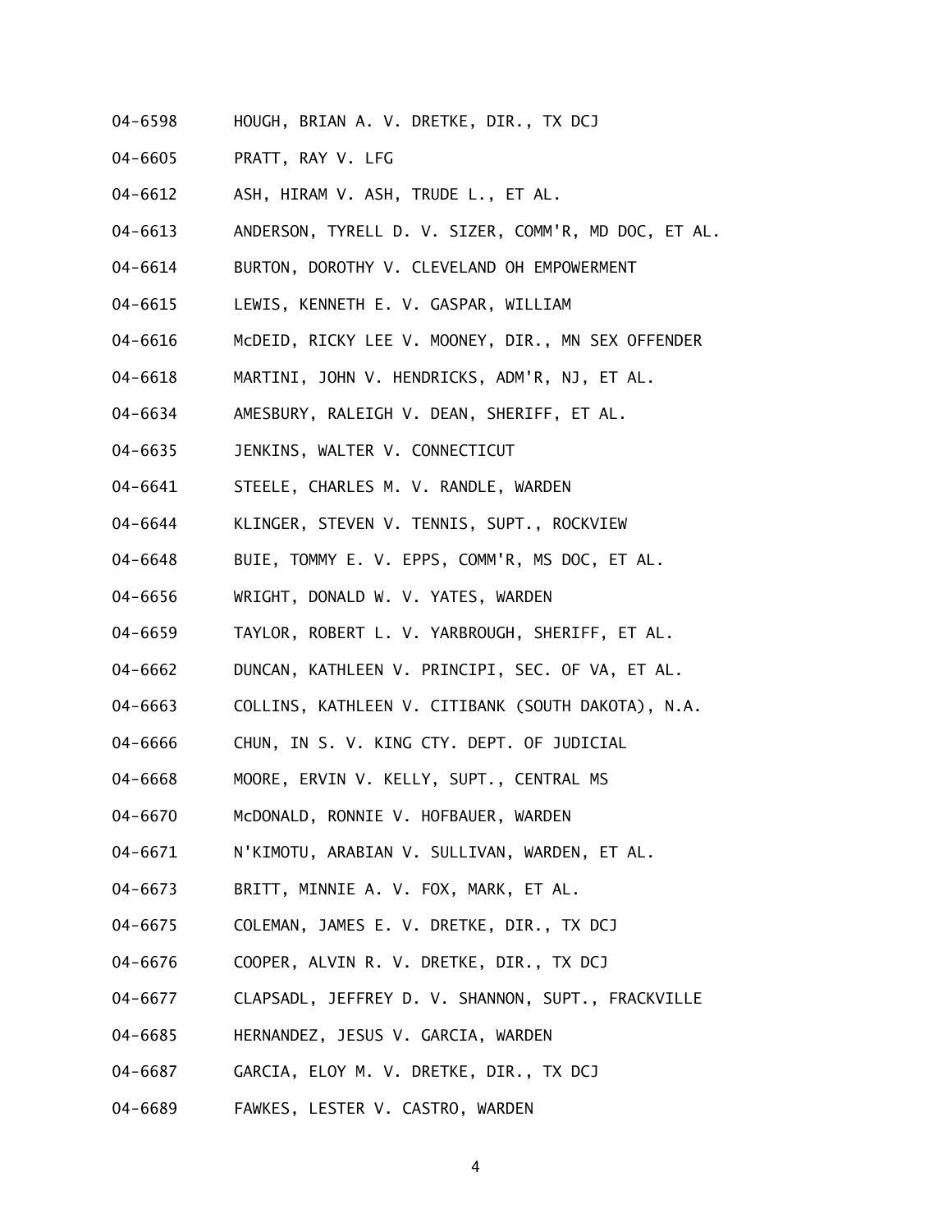04-6598 HOUGH, BRIAN A. V. DRETKE, DIR., TX DCJ

04-6605 PRATT, RAY V. LFG

04-6612 ASH, HIRAM V. ASH, TRUDE L., ET AL.

04-6613 ANDERSON, TYRELL D. V. SIZER, COMM'R, MD DOC, ET AL.

04-6614 BURTON, DOROTHY V. CLEVELAND OH EMPOWERMENT

04-6615 LEWIS, KENNETH E. V. GASPAR, WILLIAM

04-6616 McDEID, RICKY LEE V. MOONEY, DIR., MN SEX OFFENDER

04-6618 MARTINI, JOHN V. HENDRICKS, ADM'R, NJ, ET AL.

04-6634 AMESBURY, RALEIGH V. DEAN, SHERIFF, ET AL.

04-6635 JENKINS, WALTER V. CONNECTICUT

04-6641 STEELE, CHARLES M. V. RANDLE, WARDEN

04-6644 KLINGER, STEVEN V. TENNIS, SUPT., ROCKVIEW

04-6648 BUIE, TOMMY E. V. EPPS, COMM'R, MS DOC, ET AL.

04-6656 WRIGHT, DONALD W. V. YATES, WARDEN

04-6659 TAYLOR, ROBERT L. V. YARBROUGH, SHERIFF, ET AL.

04-6662 DUNCAN, KATHLEEN V. PRINCIPI, SEC. OF VA, ET AL.

04-6663 COLLINS, KATHLEEN V. CITIBANK (SOUTH DAKOTA), N.A.

04-6666 CHUN, IN S. V. KING CTY. DEPT. OF JUDICIAL

04-6668 MOORE, ERVIN V. KELLY, SUPT., CENTRAL MS

04-6670 McDONALD, RONNIE V. HOFBAUER, WARDEN

04-6671 N'KIMOTU, ARABIAN V. SULLIVAN, WARDEN, ET AL.

04-6673 BRITT, MINNIE A. V. FOX, MARK, ET AL.

04-6675 COLEMAN, JAMES E. V. DRETKE, DIR., TX DCJ

04-6676 COOPER, ALVIN R. V. DRETKE, DIR., TX DCJ

04-6677 CLAPSADL, JEFFREY D. V. SHANNON, SUPT., FRACKVILLE

04-6685 HERNANDEZ, JESUS V. GARCIA, WARDEN

04-6687 GARCIA, ELOY M. V. DRETKE, DIR., TX DCJ

04-6689 FAWKES, LESTER V. CASTRO, WARDEN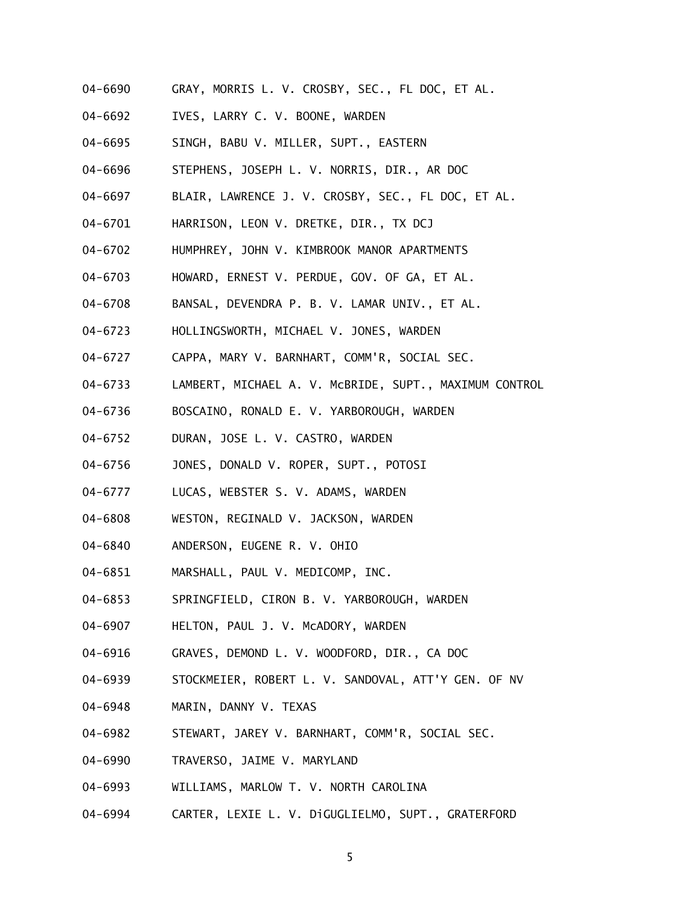04-6690 GRAY, MORRIS L. V. CROSBY, SEC., FL DOC, ET AL.

04-6692 IVES, LARRY C. V. BOONE, WARDEN

04-6695 SINGH, BABU V. MILLER, SUPT., EASTERN

04-6696 STEPHENS, JOSEPH L. V. NORRIS, DIR., AR DOC

04-6697 BLAIR, LAWRENCE J. V. CROSBY, SEC., FL DOC, ET AL.

04-6701 HARRISON, LEON V. DRETKE, DIR., TX DCJ

04-6702 HUMPHREY, JOHN V. KIMBROOK MANOR APARTMENTS

04-6703 HOWARD, ERNEST V. PERDUE, GOV. OF GA, ET AL.

04-6708 BANSAL, DEVENDRA P. B. V. LAMAR UNIV., ET AL.

04-6723 HOLLINGSWORTH, MICHAEL V. JONES, WARDEN

04-6727 CAPPA, MARY V. BARNHART, COMM'R, SOCIAL SEC.

04-6733 LAMBERT, MICHAEL A. V. McBRIDE, SUPT., MAXIMUM CONTROL

04-6736 BOSCAINO, RONALD E. V. YARBOROUGH, WARDEN

04-6752 DURAN, JOSE L. V. CASTRO, WARDEN

04-6756 JONES, DONALD V. ROPER, SUPT., POTOSI

04-6777 LUCAS, WEBSTER S. V. ADAMS, WARDEN

04-6808 WESTON, REGINALD V. JACKSON, WARDEN

04-6840 ANDERSON, EUGENE R. V. OHIO

04-6851 MARSHALL, PAUL V. MEDICOMP, INC.

04-6853 SPRINGFIELD, CIRON B. V. YARBOROUGH, WARDEN

04-6907 HELTON, PAUL J. V. McADORY, WARDEN

04-6916 GRAVES, DEMOND L. V. WOODFORD, DIR., CA DOC

04-6939 STOCKMEIER, ROBERT L. V. SANDOVAL, ATT'Y GEN. OF NV

04-6948 MARIN, DANNY V. TEXAS

04-6982 STEWART, JAREY V. BARNHART, COMM'R, SOCIAL SEC.

04-6990 TRAVERSO, JAIME V. MARYLAND

04-6993 WILLIAMS, MARLOW T. V. NORTH CAROLINA

04-6994 CARTER, LEXIE L. V. DiGUGLIELMO, SUPT., GRATERFORD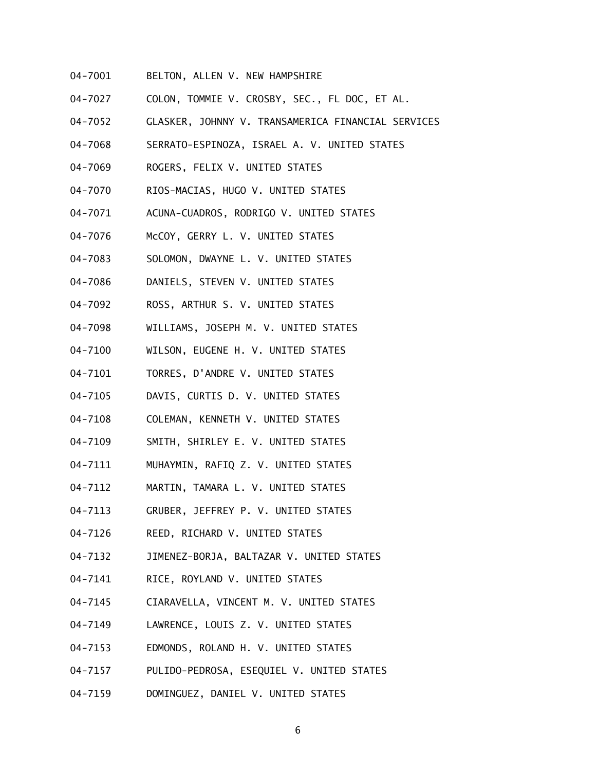04-7001 BELTON, ALLEN V. NEW HAMPSHIRE

04-7027 COLON, TOMMIE V. CROSBY, SEC., FL DOC, ET AL.

04-7052 GLASKER, JOHNNY V. TRANSAMERICA FINANCIAL SERVICES

04-7068 SERRATO-ESPINOZA, ISRAEL A. V. UNITED STATES

04-7069 ROGERS, FELIX V. UNITED STATES

04-7070 RIOS-MACIAS, HUGO V. UNITED STATES

04-7071 ACUNA-CUADROS, RODRIGO V. UNITED STATES

04-7076 McCOY, GERRY L. V. UNITED STATES

04-7083 SOLOMON, DWAYNE L. V. UNITED STATES

04-7086 DANIELS, STEVEN V. UNITED STATES

04-7092 ROSS, ARTHUR S. V. UNITED STATES

04-7098 WILLIAMS, JOSEPH M. V. UNITED STATES

04-7100 WILSON, EUGENE H. V. UNITED STATES

04-7101 TORRES, D'ANDRE V. UNITED STATES

04-7105 DAVIS, CURTIS D. V. UNITED STATES

04-7108 COLEMAN, KENNETH V. UNITED STATES

04-7109 SMITH, SHIRLEY E. V. UNITED STATES

04-7111 MUHAYMIN, RAFIQ Z. V. UNITED STATES

04-7112 MARTIN, TAMARA L. V. UNITED STATES

04-7113 GRUBER, JEFFREY P. V. UNITED STATES

04-7126 REED, RICHARD V. UNITED STATES

04-7132 JIMENEZ-BORJA, BALTAZAR V. UNITED STATES

04-7141 RICE, ROYLAND V. UNITED STATES

04-7145 CIARAVELLA, VINCENT M. V. UNITED STATES

04-7149 LAWRENCE, LOUIS Z. V. UNITED STATES

04-7153 EDMONDS, ROLAND H. V. UNITED STATES

04-7157 PULIDO-PEDROSA, ESEQUIEL V. UNITED STATES

04-7159 DOMINGUEZ, DANIEL V. UNITED STATES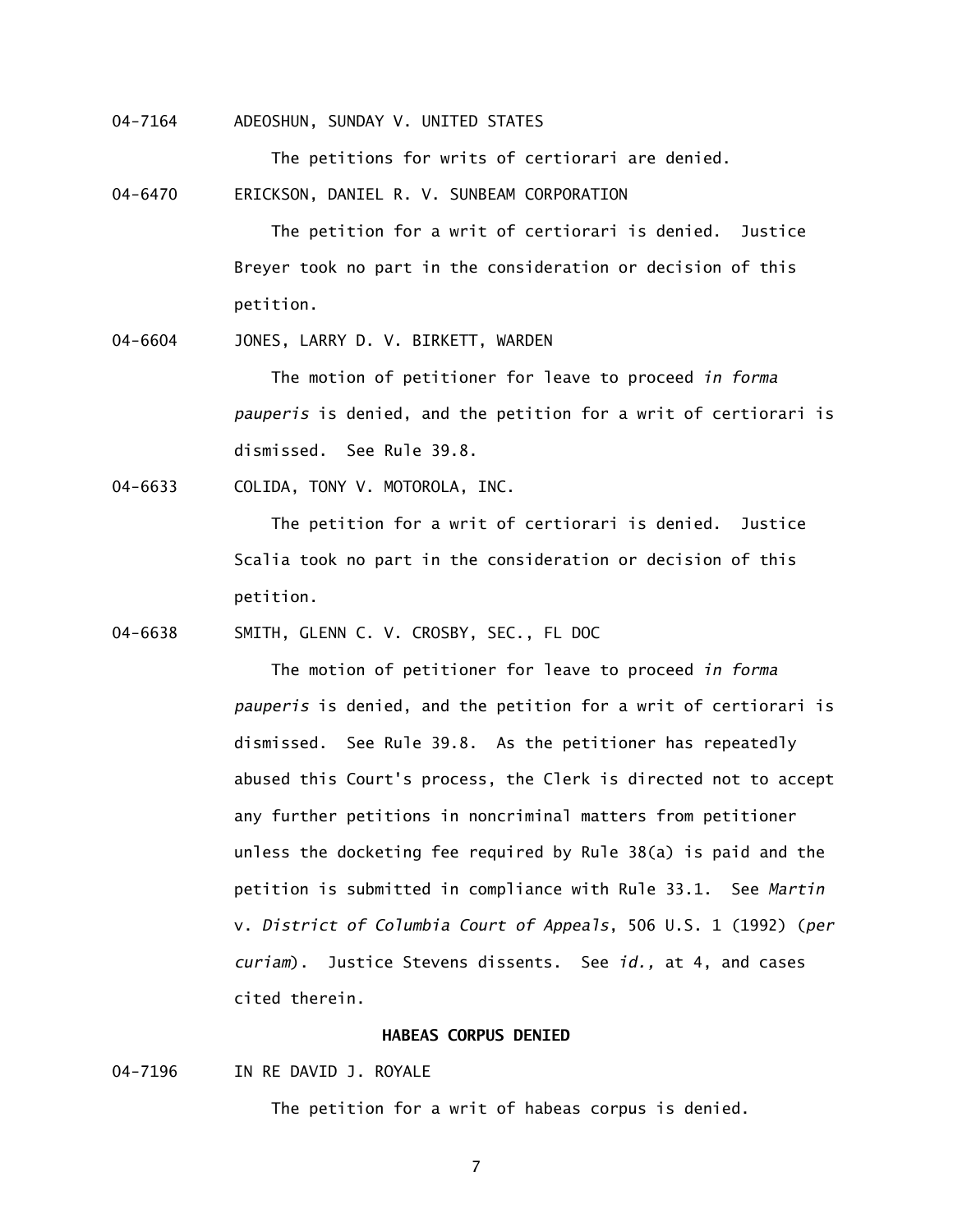04-7164 ADEOSHUN, SUNDAY V. UNITED STATES

The petitions for writs of certiorari are denied.

04-6470 ERICKSON, DANIEL R. V. SUNBEAM CORPORATION

The petition for a writ of certiorari is denied. Justice Breyer took no part in the consideration or decision of this petition.

04-6604 JONES, LARRY D. V. BIRKETT, WARDEN

The motion of petitioner for leave to proceed *in forma pauperis* is denied, and the petition for a writ of certiorari is dismissed. See Rule 39.8.

04-6633 COLIDA, TONY V. MOTOROLA, INC.

The petition for a writ of certiorari is denied. Justice Scalia took no part in the consideration or decision of this petition.

04-6638 SMITH, GLENN C. V. CROSBY, SEC., FL DOC

The motion of petitioner for leave to proceed *in forma pauperis* is denied, and the petition for a writ of certiorari is dismissed. See Rule 39.8. As the petitioner has repeatedly abused this Court's process, the Clerk is directed not to accept any further petitions in noncriminal matters from petitioner unless the docketing fee required by Rule 38(a) is paid and the petition is submitted in compliance with Rule 33.1. See *Martin* v. *District of Columbia Court of Appeals*, 506 U.S. 1 (1992) (*per curiam*). Justice Stevens dissents. See *id.,* at 4, and cases cited therein.

**HABEAS CORPUS DENIED**

04-7196 IN RE DAVID J. ROYALE

The petition for a writ of habeas corpus is denied.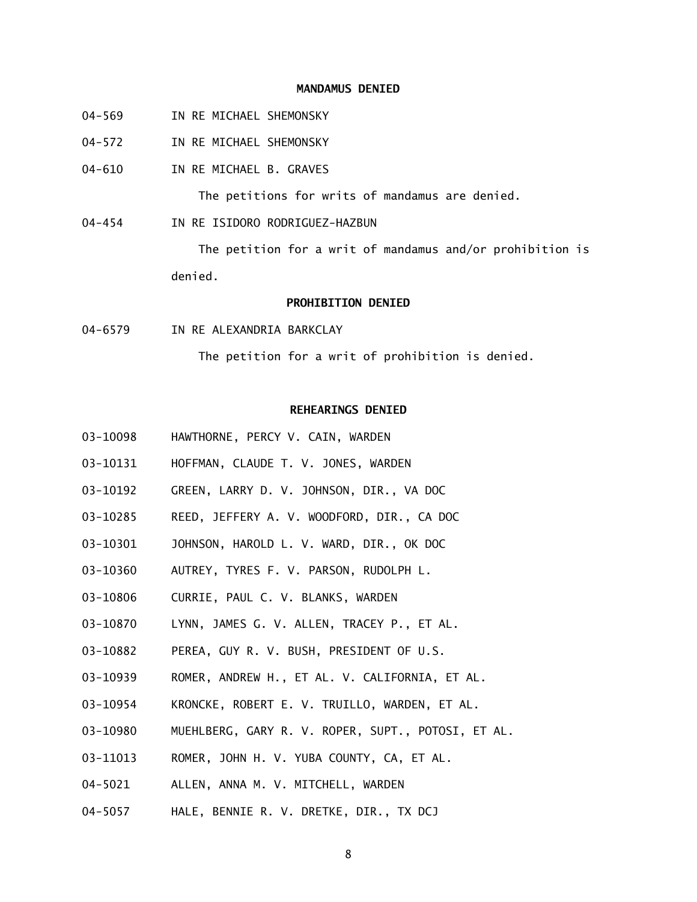## MANDAMUS DENIED

04-569 IN RE MICHAEL SHEMONSKY

04-572 IN RE MICHAEL SHEMONSKY

04-610 IN RE MICHAEL B. GRAVES

The petitions for writs of mandamus are denied.

04-454 IN RE ISIDORO RODRIGUEZ-HAZBUN

The petition for a writ of mandamus and/or prohibition is denied.

## PROHIBITION DENIED

04-6579 IN RE ALEXANDRIA BARKCLAY

The petition for a writ of prohibition is denied.

## REHEARINGS DENIED

03-10098 HAWTHORNE, PERCY V. CAIN, WARDEN

03-10131 HOFFMAN, CLAUDE T. V. JONES, WARDEN

03-10192 GREEN, LARRY D. V. JOHNSON, DIR., VA DOC

03-10285 REED, JEFFERY A. V. WOODFORD, DIR., CA DOC

03-10301 JOHNSON, HAROLD L. V. WARD, DIR., OK DOC

03-10360 AUTREY, TYRES F. V. PARSON, RUDOLPH L.

03-10806 CURRIE, PAUL C. V. BLANKS, WARDEN

03-10870 LYNN, JAMES G. V. ALLEN, TRACEY P., ET AL.

03-10882 PEREA, GUY R. V. BUSH, PRESIDENT OF U.S.

03-10939 ROMER, ANDREW H., ET AL. V. CALIFORNIA, ET AL.

03-10954 KRONCKE, ROBERT E. V. TRUILLO, WARDEN, ET AL.

03-10980 MUEHLBERG, GARY R. V. ROPER, SUPT., POTOSI, ET AL.

03-11013 ROMER, JOHN H. V. YUBA COUNTY, CA, ET AL.

04-5021 ALLEN, ANNA M. V. MITCHELL, WARDEN

04-5057 HALE, BENNIE R. V. DRETKE, DIR., TX DCJ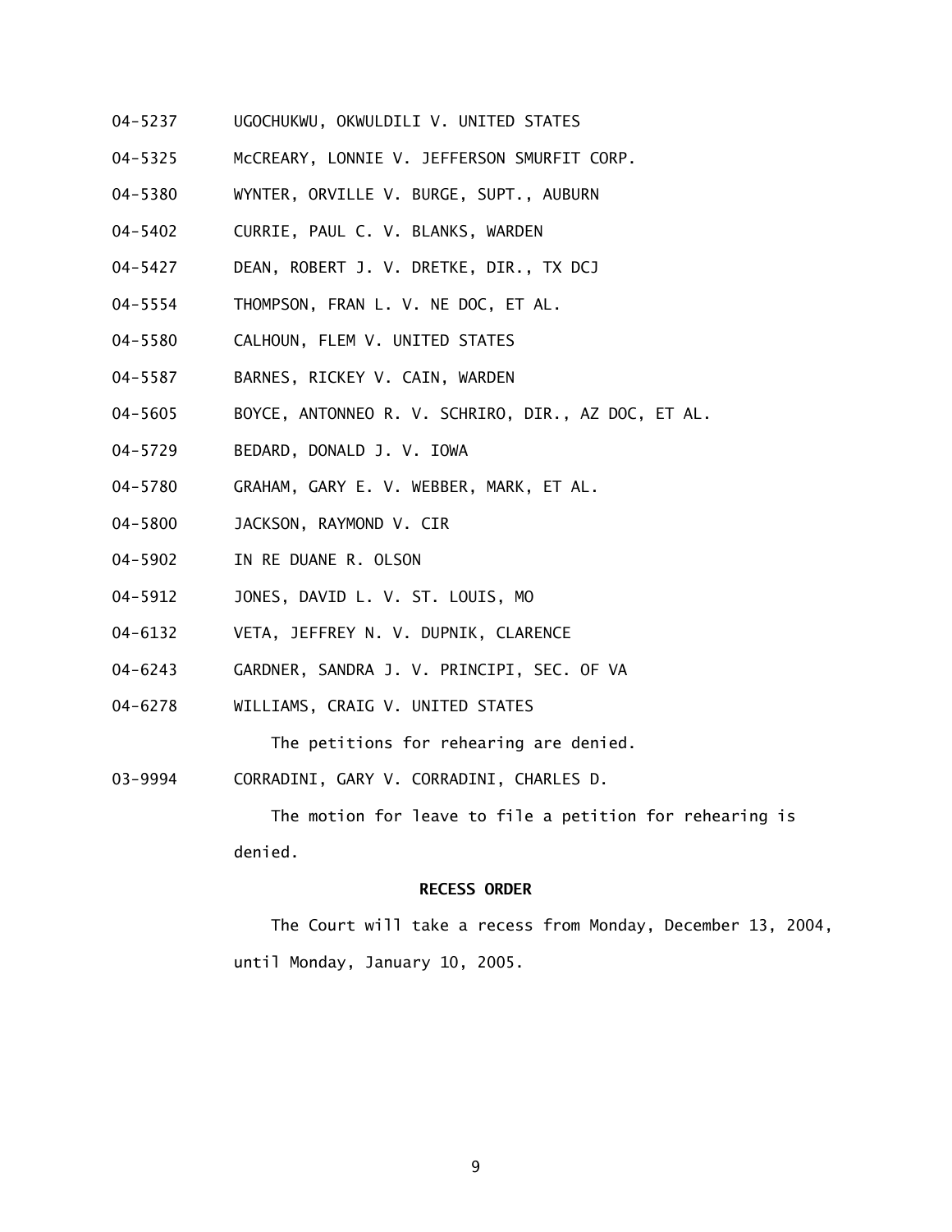04-5237 UGOCHUKWU, OKWULDILI V. UNITED STATES

04-5325 McCREARY, LONNIE V. JEFFERSON SMURFIT CORP.

04-5380 WYNTER, ORVILLE V. BURGE, SUPT., AUBURN

04-5402 CURRIE, PAUL C. V. BLANKS, WARDEN

04-5427 DEAN, ROBERT J. V. DRETKE, DIR., TX DCJ

04-5554 THOMPSON, FRAN L. V. NE DOC, ET AL.

04-5580 CALHOUN, FLEM V. UNITED STATES

04-5587 BARNES, RICKEY V. CAIN, WARDEN

04-5605 BOYCE, ANTONNEO R. V. SCHRIRO, DIR., AZ DOC, ET AL.

04-5729 BEDARD, DONALD J. V. IOWA

04-5780 GRAHAM, GARY E. V. WEBBER, MARK, ET AL.

04-5800 JACKSON, RAYMOND V. CIR

04-5902 IN RE DUANE R. OLSON

04-5912 JONES, DAVID L. V. ST. LOUIS, MO

04-6132 VETA, JEFFREY N. V. DUPNIK, CLARENCE

04-6243 GARDNER, SANDRA J. V. PRINCIPI, SEC. OF VA

04-6278 WILLIAMS, CRAIG V. UNITED STATES

The petitions for rehearing are denied.

03-9994 CORRADINI, GARY V. CORRADINI, CHARLES D.

The motion for leave to file a petition for rehearing is denied.

**RECESS ORDER**

The Court will take a recess from Monday, December 13, 2004, until Monday, January 10, 2005.